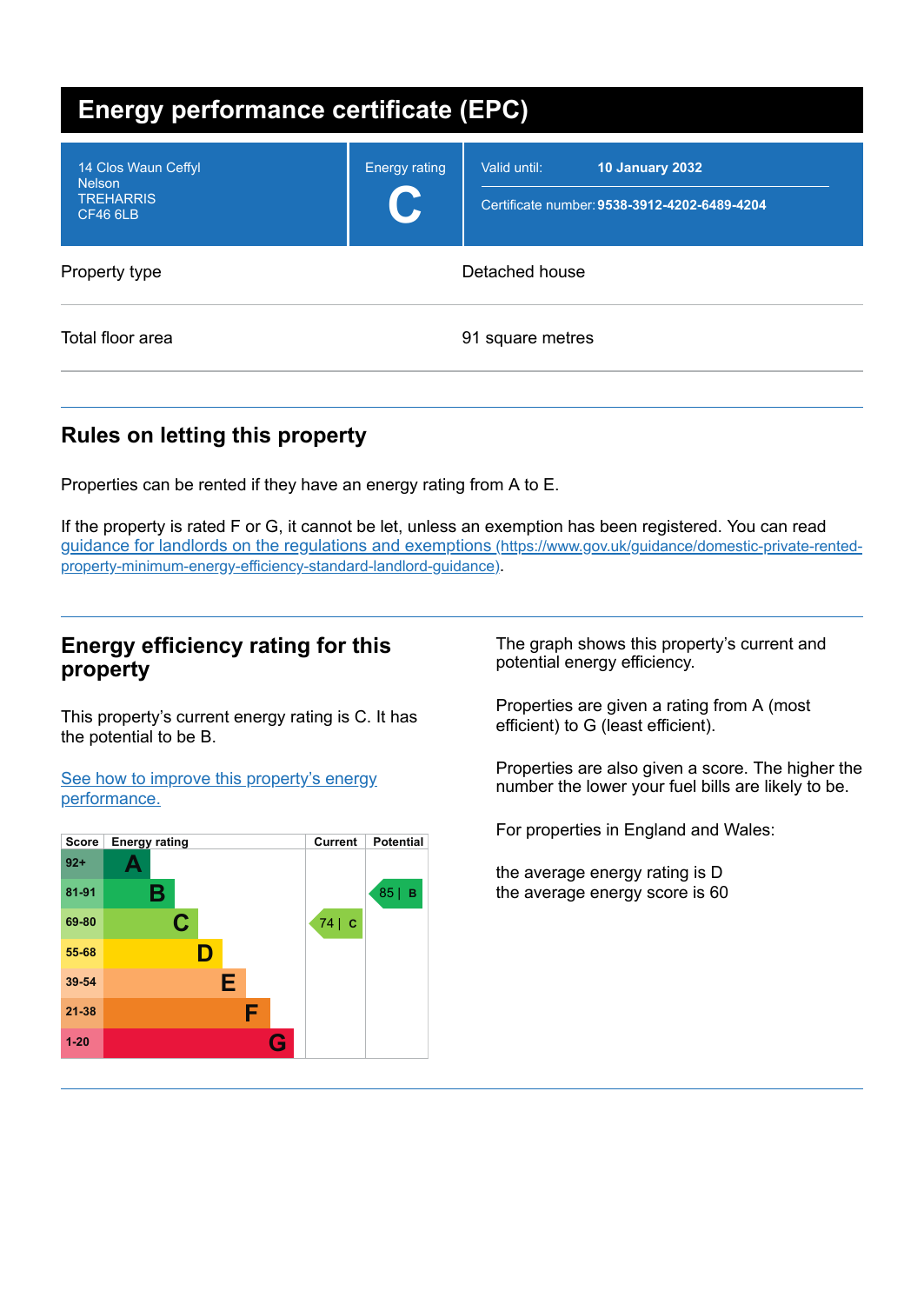# Energy performance certificate (EPC)

| | | |
|---|---|---|
| 14 Clos Waun Ceffyl<br>Nelson<br>TREHARRIS<br>CF46 6LB | Energy rating<br>**C** | Valid until: **10 January 2032**<br>Certificate number: **9538-3912-4202-6489-4204** |

| | |
|---|---|
| Property type | Detached house |
| Total floor area | 91 square metres |

## Rules on letting this property

Properties can be rented if they have an energy rating from A to E.

If the property is rated F or G, it cannot be let, unless an exemption has been registered. You can read [guidance for landlords on the regulations and exemptions (https://www.gov.uk/guidance/domestic-private-rented-property-minimum-energy-efficiency-standard-landlord-guidance)](https://www.gov.uk/guidance/domestic-private-rented-property-minimum-energy-efficiency-standard-landlord-guidance).

## Energy efficiency rating for this property

This property's current energy rating is C. It has the potential to be B.

[See how to improve this property's energy performance.]()

| Score | Energy rating | Current | Potential |
|---|---|---|---|
| 92+ | A | | |
| 81-91 | B | | 85 \| B |
| 69-80 | C | 74 \| C | |
| 55-68 | D | | |
| 39-54 | E | | |
| 21-38 | F | | |
| 1-20 | G | | |

The graph shows this property's current and potential energy efficiency.

Properties are given a rating from A (most efficient) to G (least efficient).

Properties are also given a score. The higher the number the lower your fuel bills are likely to be.

For properties in England and Wales:

the average energy rating is D
the average energy score is 60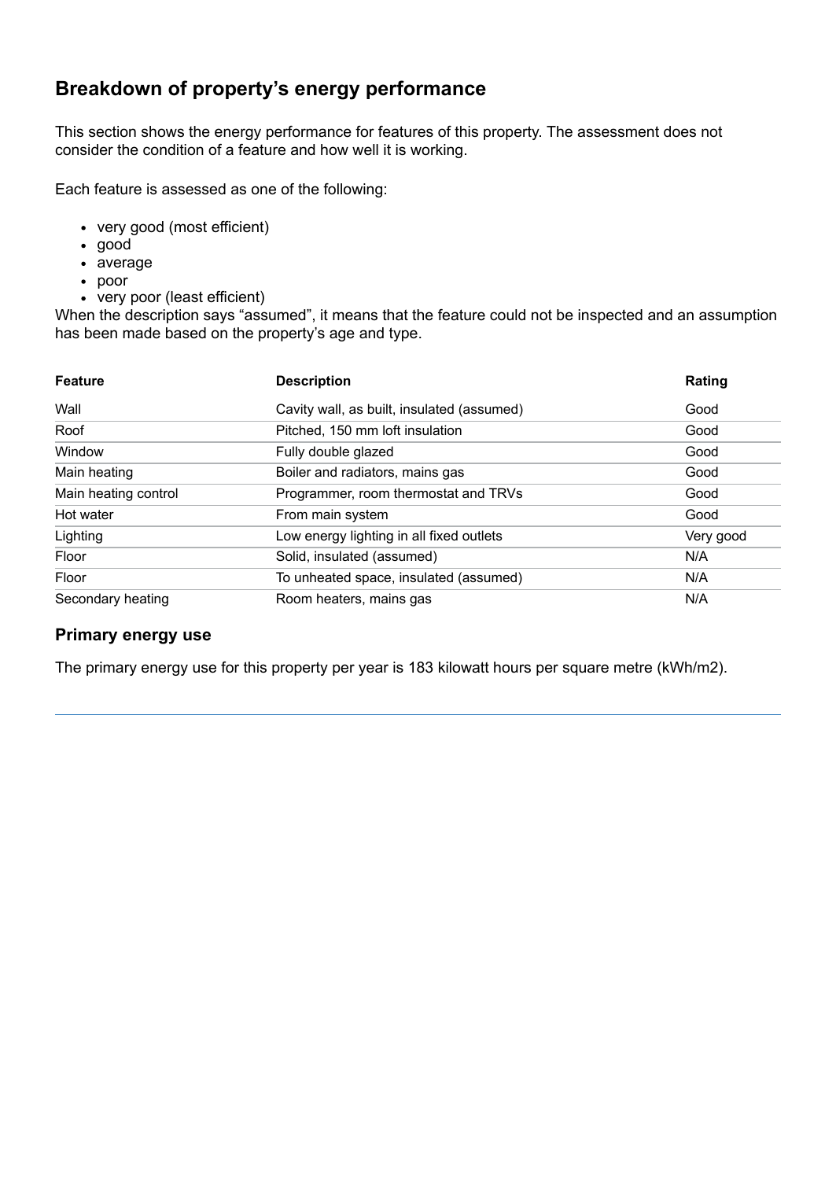## Breakdown of property's energy performance

This section shows the energy performance for features of this property. The assessment does not consider the condition of a feature and how well it is working.

Each feature is assessed as one of the following:

- very good (most efficient)
- good
- average
- poor
- very poor (least efficient)

When the description says "assumed", it means that the feature could not be inspected and an assumption has been made based on the property's age and type.

| Feature | Description | Rating |
| --- | --- | --- |
| Wall | Cavity wall, as built, insulated (assumed) | Good |
| Roof | Pitched, 150 mm loft insulation | Good |
| Window | Fully double glazed | Good |
| Main heating | Boiler and radiators, mains gas | Good |
| Main heating control | Programmer, room thermostat and TRVs | Good |
| Hot water | From main system | Good |
| Lighting | Low energy lighting in all fixed outlets | Very good |
| Floor | Solid, insulated (assumed) | N/A |
| Floor | To unheated space, insulated (assumed) | N/A |
| Secondary heating | Room heaters, mains gas | N/A |

### Primary energy use

The primary energy use for this property per year is 183 kilowatt hours per square metre (kWh/m2).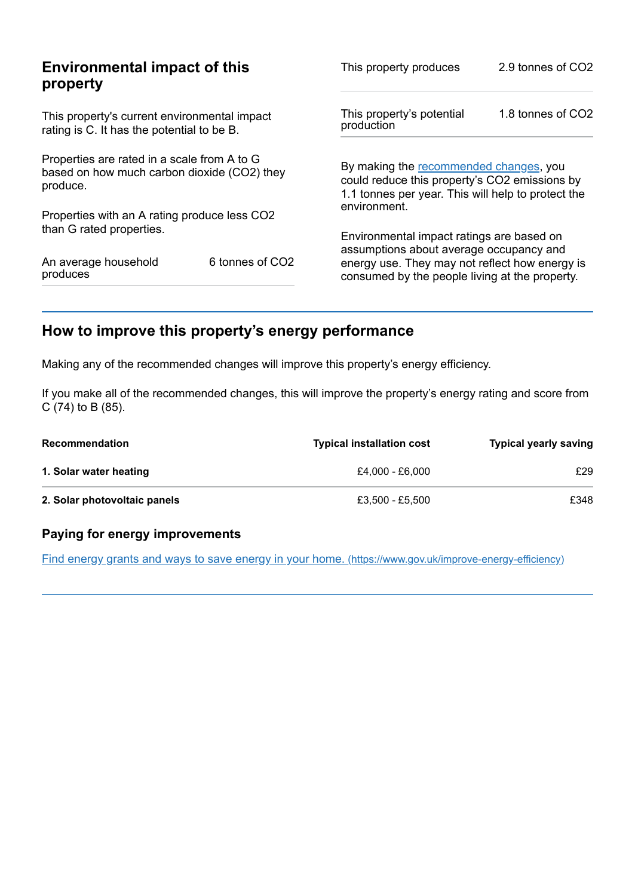## Environmental impact of this property

This property's current environmental impact rating is C. It has the potential to be B.

Properties are rated in a scale from A to G based on how much carbon dioxide ($CO_2$) they produce.

Properties with an A rating produce less $CO_2$ than G rated properties.

| | |
|---|---|
| An average household produces | 6 tonnes of $CO_2$ |
| This property produces | 2.9 tonnes of $CO_2$ |
| This property's potential production | 1.8 tonnes of $CO_2$ |

By making the recommended changes, you could reduce this property's $CO_2$ emissions by 1.1 tonnes per year. This will help to protect the environment.

Environmental impact ratings are based on assumptions about average occupancy and energy use. They may not reflect how energy is consumed by the people living at the property.

## How to improve this property's energy performance

Making any of the recommended changes will improve this property's energy efficiency.

If you make all of the recommended changes, this will improve the property's energy rating and score from C (74) to B (85).

| Recommendation | Typical installation cost | Typical yearly saving |
|---|---|---|
| **1. Solar water heating** | £4,000 - £6,000 | £29 |
| **2. Solar photovoltaic panels** | £3,500 - £5,500 | £348 |

### Paying for energy improvements

[Find energy grants and ways to save energy in your home. (https://www.gov.uk/improve-energy-efficiency)](https://www.gov.uk/improve-energy-efficiency)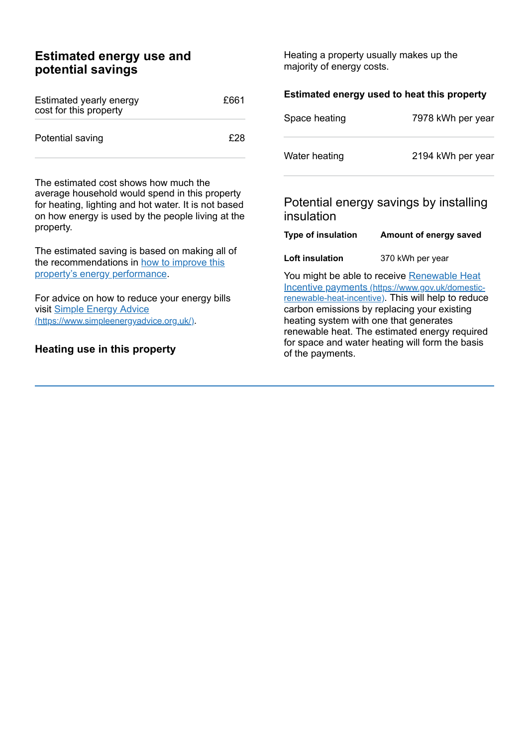## Estimated energy use and potential savings

| Estimated yearly energy cost for this property | £661 |
| --- | --- |
| Potential saving | £28 |

The estimated cost shows how much the average household would spend in this property for heating, lighting and hot water. It is not based on how energy is used by the people living at the property.

The estimated saving is based on making all of the recommendations in [how to improve this property's energy performance](#).

For advice on how to reduce your energy bills visit [Simple Energy Advice (https://www.simpleenergyadvice.org.uk/)](https://www.simpleenergyadvice.org.uk/).

## Heating use in this property

Heating a property usually makes up the majority of energy costs.

### Estimated energy used to heat this property

| Space heating | 7978 kWh per year |
| --- | --- |
| Water heating | 2194 kWh per year |

### Potential energy savings by installing insulation

| Type of insulation | Amount of energy saved |
| --- | --- |
| **Loft insulation** | 370 kWh per year |

You might be able to receive [Renewable Heat Incentive payments (https://www.gov.uk/domestic-renewable-heat-incentive)](https://www.gov.uk/domestic-renewable-heat-incentive). This will help to reduce carbon emissions by replacing your existing heating system with one that generates renewable heat. The estimated energy required for space and water heating will form the basis of the payments.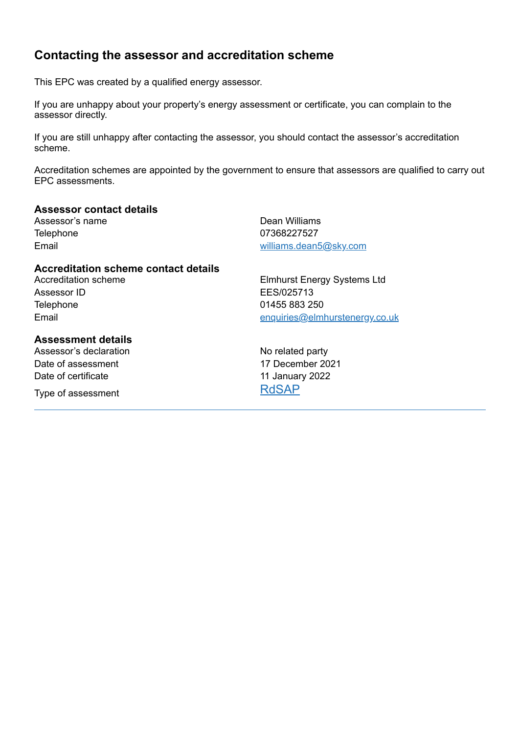## Contacting the assessor and accreditation scheme

This EPC was created by a qualified energy assessor.

If you are unhappy about your property's energy assessment or certificate, you can complain to the assessor directly.

If you are still unhappy after contacting the assessor, you should contact the assessor's accreditation scheme.

Accreditation schemes are appointed by the government to ensure that assessors are qualified to carry out EPC assessments.

### Assessor contact details

| | |
|---|---|
| Assessor's name | Dean Williams |
| Telephone | 07368227527 |
| Email | williams.dean5@sky.com |

### Accreditation scheme contact details

| | |
|---|---|
| Accreditation scheme | Elmhurst Energy Systems Ltd |
| Assessor ID | EES/025713 |
| Telephone | 01455 883 250 |
| Email | enquiries@elmhurstenergy.co.uk |

### Assessment details

| | |
|---|---|
| Assessor's declaration | No related party |
| Date of assessment | 17 December 2021 |
| Date of certificate | 11 January 2022 |
| Type of assessment | RdSAP |